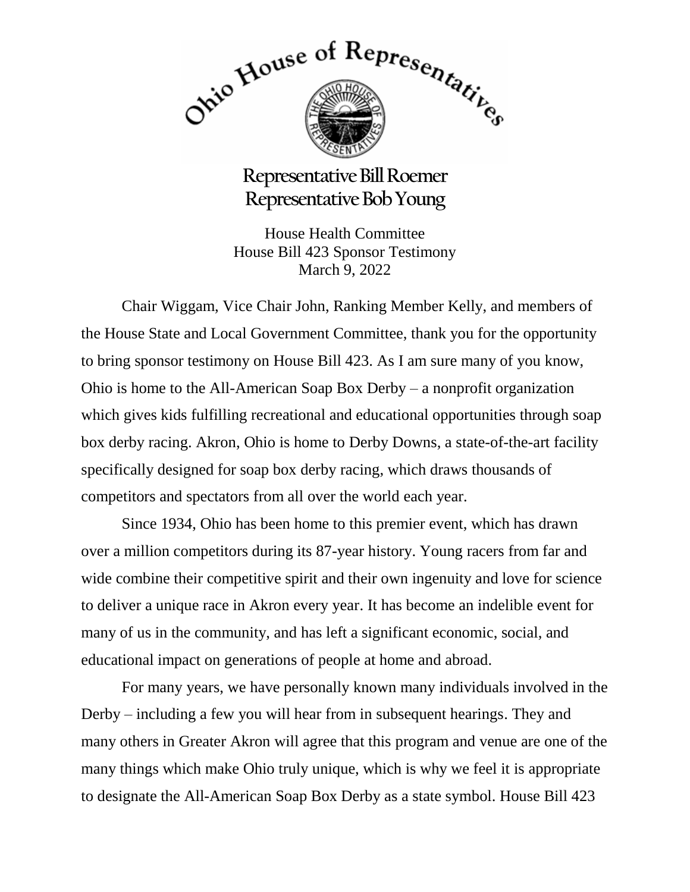# Ohio House of Representatives

## Representative Bill Roemer
## Representative Bob Young

House Health Committee
House Bill 423 Sponsor Testimony
March 9, 2022

Chair Wiggam, Vice Chair John, Ranking Member Kelly, and members of the House State and Local Government Committee, thank you for the opportunity to bring sponsor testimony on House Bill 423. As I am sure many of you know, Ohio is home to the All-American Soap Box Derby – a nonprofit organization which gives kids fulfilling recreational and educational opportunities through soap box derby racing. Akron, Ohio is home to Derby Downs, a state-of-the-art facility specifically designed for soap box derby racing, which draws thousands of competitors and spectators from all over the world each year.

Since 1934, Ohio has been home to this premier event, which has drawn over a million competitors during its 87-year history. Young racers from far and wide combine their competitive spirit and their own ingenuity and love for science to deliver a unique race in Akron every year. It has become an indelible event for many of us in the community, and has left a significant economic, social, and educational impact on generations of people at home and abroad.

For many years, we have personally known many individuals involved in the Derby – including a few you will hear from in subsequent hearings. They and many others in Greater Akron will agree that this program and venue are one of the many things which make Ohio truly unique, which is why we feel it is appropriate to designate the All-American Soap Box Derby as a state symbol. House Bill 423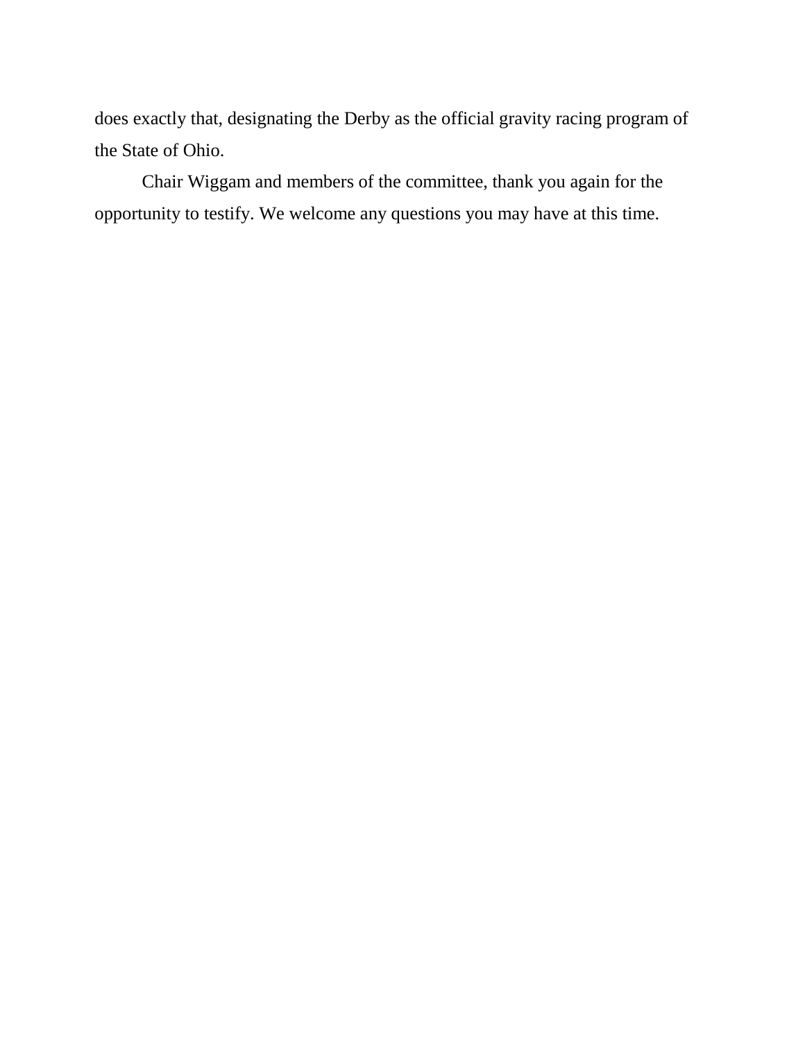does exactly that, designating the Derby as the official gravity racing program of the State of Ohio.

Chair Wiggam and members of the committee, thank you again for the opportunity to testify. We welcome any questions you may have at this time.